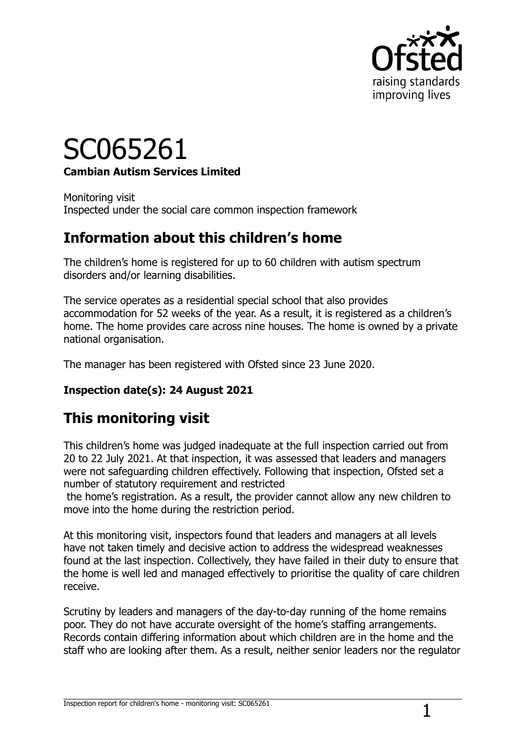# SC065261

**Cambian Autism Services Limited**

Monitoring visit
Inspected under the social care common inspection framework

## Information about this children's home

The children's home is registered for up to 60 children with autism spectrum disorders and/or learning disabilities.

The service operates as a residential special school that also provides accommodation for 52 weeks of the year. As a result, it is registered as a children's home. The home provides care across nine houses. The home is owned by a private national organisation.

The manager has been registered with Ofsted since 23 June 2020.

**Inspection date(s): 24 August 2021**

## This monitoring visit

This children's home was judged inadequate at the full inspection carried out from 20 to 22 July 2021. At that inspection, it was assessed that leaders and managers were not safeguarding children effectively. Following that inspection, Ofsted set a number of statutory requirement and restricted the home's registration. As a result, the provider cannot allow any new children to move into the home during the restriction period.

At this monitoring visit, inspectors found that leaders and managers at all levels have not taken timely and decisive action to address the widespread weaknesses found at the last inspection. Collectively, they have failed in their duty to ensure that the home is well led and managed effectively to prioritise the quality of care children receive.

Scrutiny by leaders and managers of the day-to-day running of the home remains poor. They do not have accurate oversight of the home's staffing arrangements. Records contain differing information about which children are in the home and the staff who are looking after them. As a result, neither senior leaders nor the regulator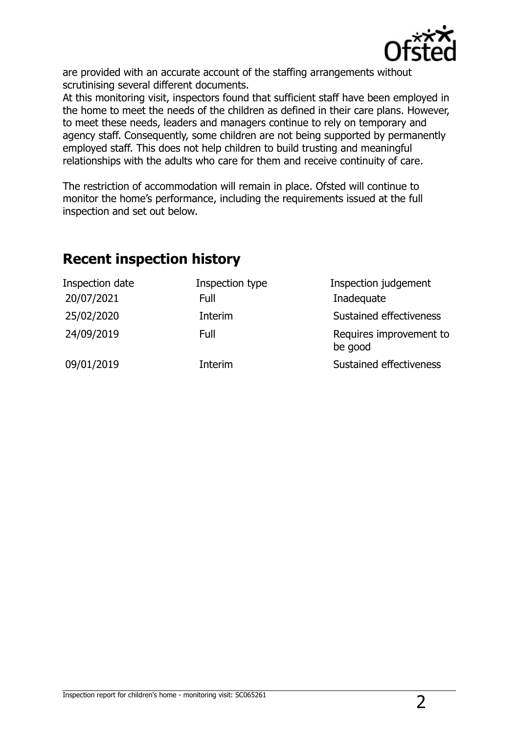are provided with an accurate account of the staffing arrangements without scrutinising several different documents.
At this monitoring visit, inspectors found that sufficient staff have been employed in the home to meet the needs of the children as defined in their care plans. However, to meet these needs, leaders and managers continue to rely on temporary and agency staff. Consequently, some children are not being supported by permanently employed staff. This does not help children to build trusting and meaningful relationships with the adults who care for them and receive continuity of care.

The restriction of accommodation will remain in place. Ofsted will continue to monitor the home's performance, including the requirements issued at the full inspection and set out below.

## Recent inspection history

| Inspection date | Inspection type | Inspection judgement |
| --- | --- | --- |
| 20/07/2021 | Full | Inadequate |
| 25/02/2020 | Interim | Sustained effectiveness |
| 24/09/2019 | Full | Requires improvement to be good |
| 09/01/2019 | Interim | Sustained effectiveness |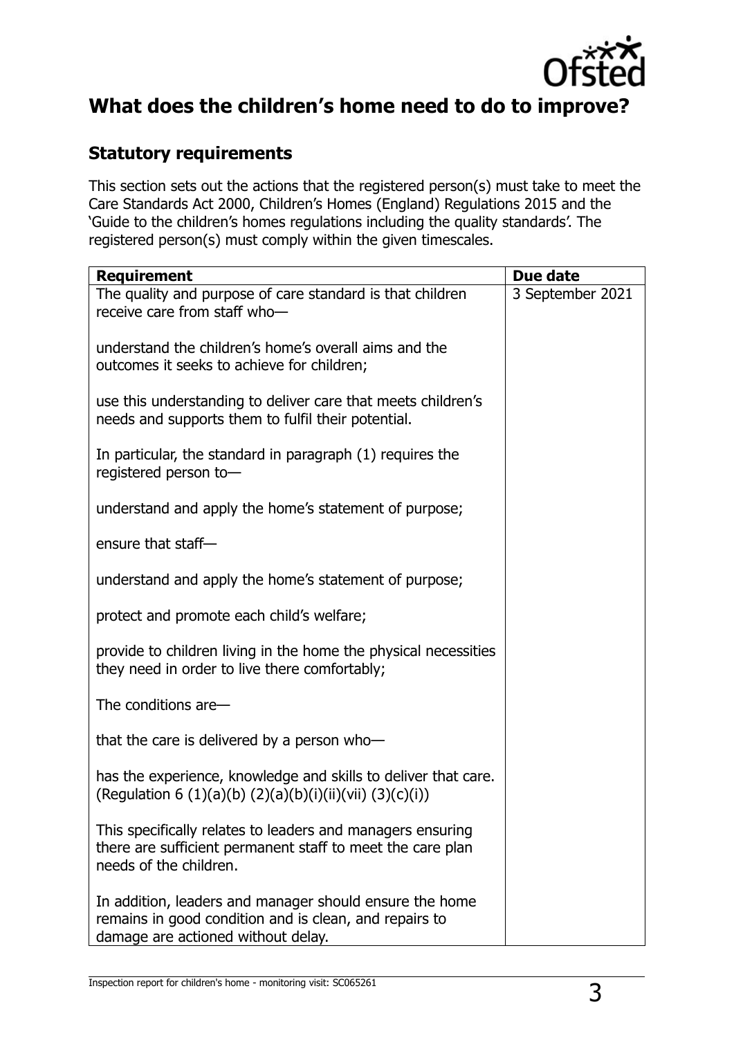## What does the children's home need to do to improve?

### Statutory requirements

This section sets out the actions that the registered person(s) must take to meet the Care Standards Act 2000, Children's Homes (England) Regulations 2015 and the 'Guide to the children's homes regulations including the quality standards'. The registered person(s) must comply within the given timescales.

| Requirement | Due date |
| --- | --- |
| The quality and purpose of care standard is that children receive care from staff who—<br><br>understand the children's home's overall aims and the outcomes it seeks to achieve for children;<br><br>use this understanding to deliver care that meets children's needs and supports them to fulfil their potential.<br><br>In particular, the standard in paragraph (1) requires the registered person to—<br><br>understand and apply the home's statement of purpose;<br><br>ensure that staff—<br><br>understand and apply the home's statement of purpose;<br><br>protect and promote each child's welfare;<br><br>provide to children living in the home the physical necessities they need in order to live there comfortably;<br><br>The conditions are—<br><br>that the care is delivered by a person who—<br><br>has the experience, knowledge and skills to deliver that care. (Regulation 6 (1)(a)(b) (2)(a)(b)(i)(ii)(vii) (3)(c)(i))<br><br>This specifically relates to leaders and managers ensuring there are sufficient permanent staff to meet the care plan needs of the children.<br><br>In addition, leaders and manager should ensure the home remains in good condition and is clean, and repairs to damage are actioned without delay. | 3 September 2021 |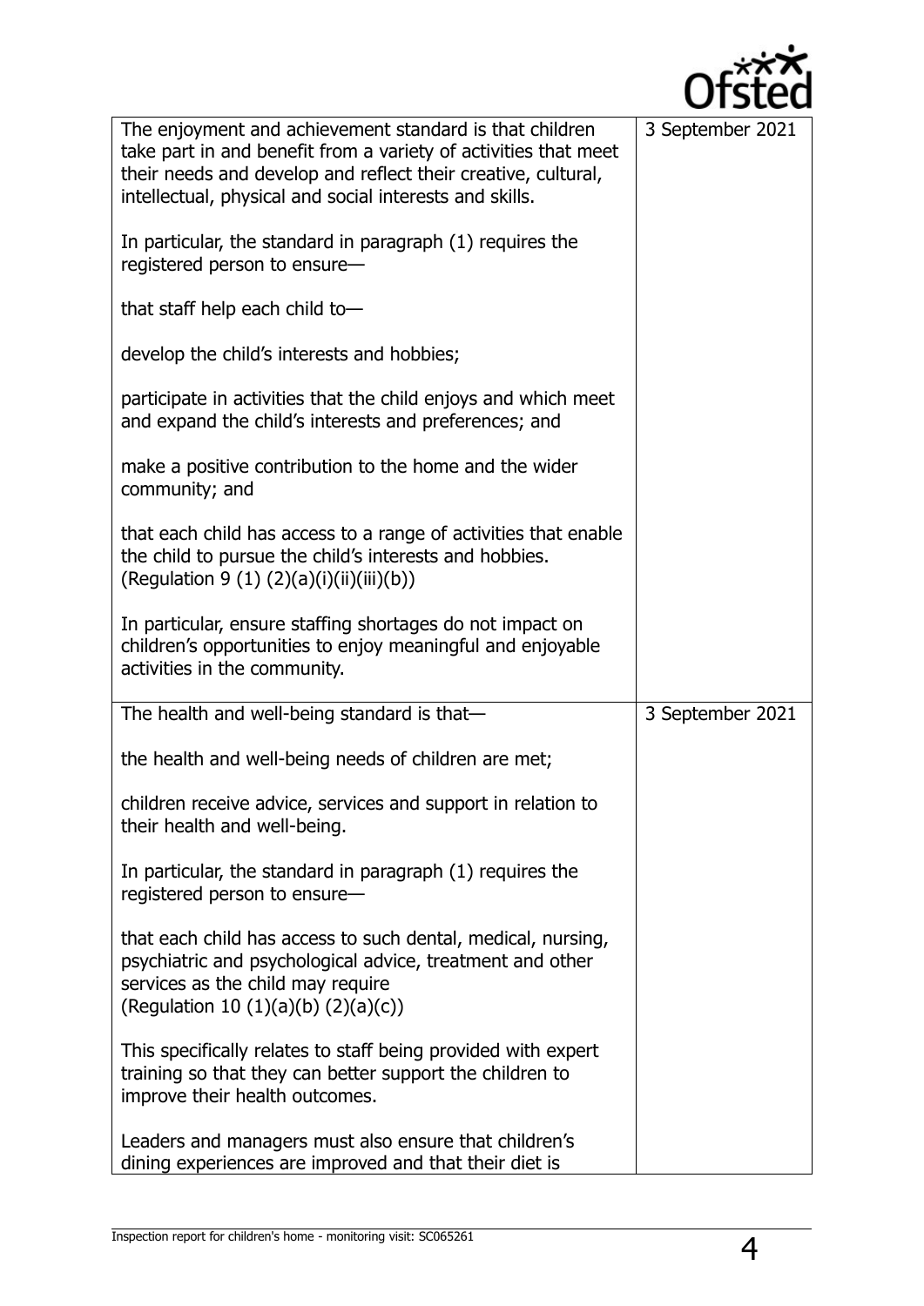| | |
|---|---|
| The enjoyment and achievement standard is that children take part in and benefit from a variety of activities that meet their needs and develop and reflect their creative, cultural, intellectual, physical and social interests and skills.<br><br>In particular, the standard in paragraph (1) requires the registered person to ensure—<br><br>that staff help each child to—<br><br>develop the child's interests and hobbies;<br><br>participate in activities that the child enjoys and which meet and expand the child's interests and preferences; and<br><br>make a positive contribution to the home and the wider community; and<br><br>that each child has access to a range of activities that enable the child to pursue the child's interests and hobbies. (Regulation 9 (1) (2)(a)(i)(ii)(iii)(b))<br><br>In particular, ensure staffing shortages do not impact on children's opportunities to enjoy meaningful and enjoyable activities in the community. | 3 September 2021 |
| The health and well-being standard is that—<br><br>the health and well-being needs of children are met;<br><br>children receive advice, services and support in relation to their health and well-being.<br><br>In particular, the standard in paragraph (1) requires the registered person to ensure—<br><br>that each child has access to such dental, medical, nursing, psychiatric and psychological advice, treatment and other services as the child may require (Regulation 10 (1)(a)(b) (2)(a)(c))<br><br>This specifically relates to staff being provided with expert training so that they can better support the children to improve their health outcomes.<br><br>Leaders and managers must also ensure that children's dining experiences are improved and that their diet is | 3 September 2021 |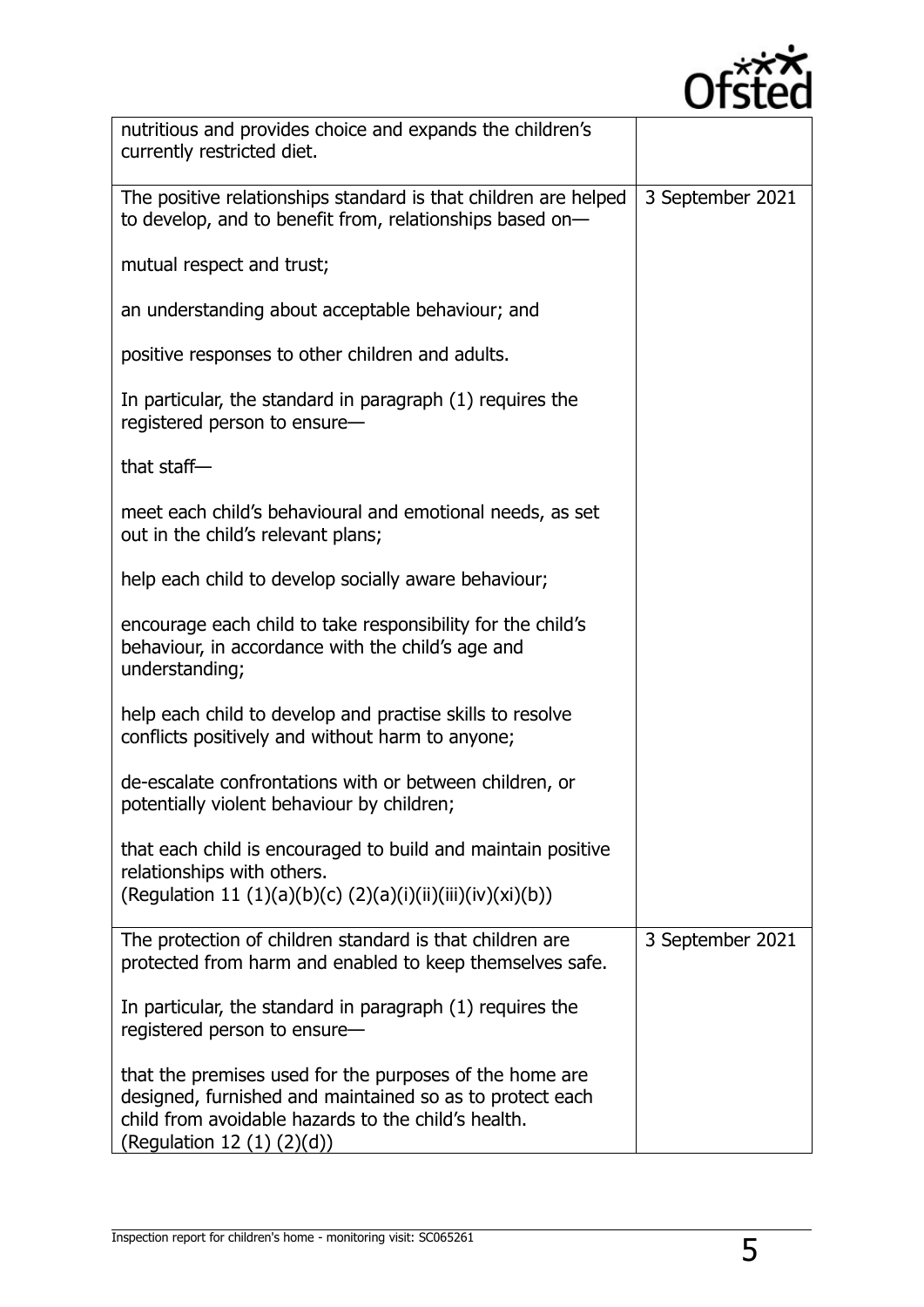| | |
|---|---|
| nutritious and provides choice and expands the children's currently restricted diet. | |
| The positive relationships standard is that children are helped to develop, and to benefit from, relationships based on—<br><br>mutual respect and trust;<br><br>an understanding about acceptable behaviour; and<br><br>positive responses to other children and adults.<br><br>In particular, the standard in paragraph (1) requires the registered person to ensure—<br><br>that staff—<br><br>meet each child's behavioural and emotional needs, as set out in the child's relevant plans;<br><br>help each child to develop socially aware behaviour;<br><br>encourage each child to take responsibility for the child's behaviour, in accordance with the child's age and understanding;<br><br>help each child to develop and practise skills to resolve conflicts positively and without harm to anyone;<br><br>de-escalate confrontations with or between children, or potentially violent behaviour by children;<br><br>that each child is encouraged to build and maintain positive relationships with others.<br>(Regulation 11 (1)(a)(b)(c) (2)(a)(i)(ii)(iii)(iv)(xi)(b)) | 3 September 2021 |
| The protection of children standard is that children are protected from harm and enabled to keep themselves safe.<br><br>In particular, the standard in paragraph (1) requires the registered person to ensure—<br><br>that the premises used for the purposes of the home are designed, furnished and maintained so as to protect each child from avoidable hazards to the child's health.<br>(Regulation 12 (1) (2)(d)) | 3 September 2021 |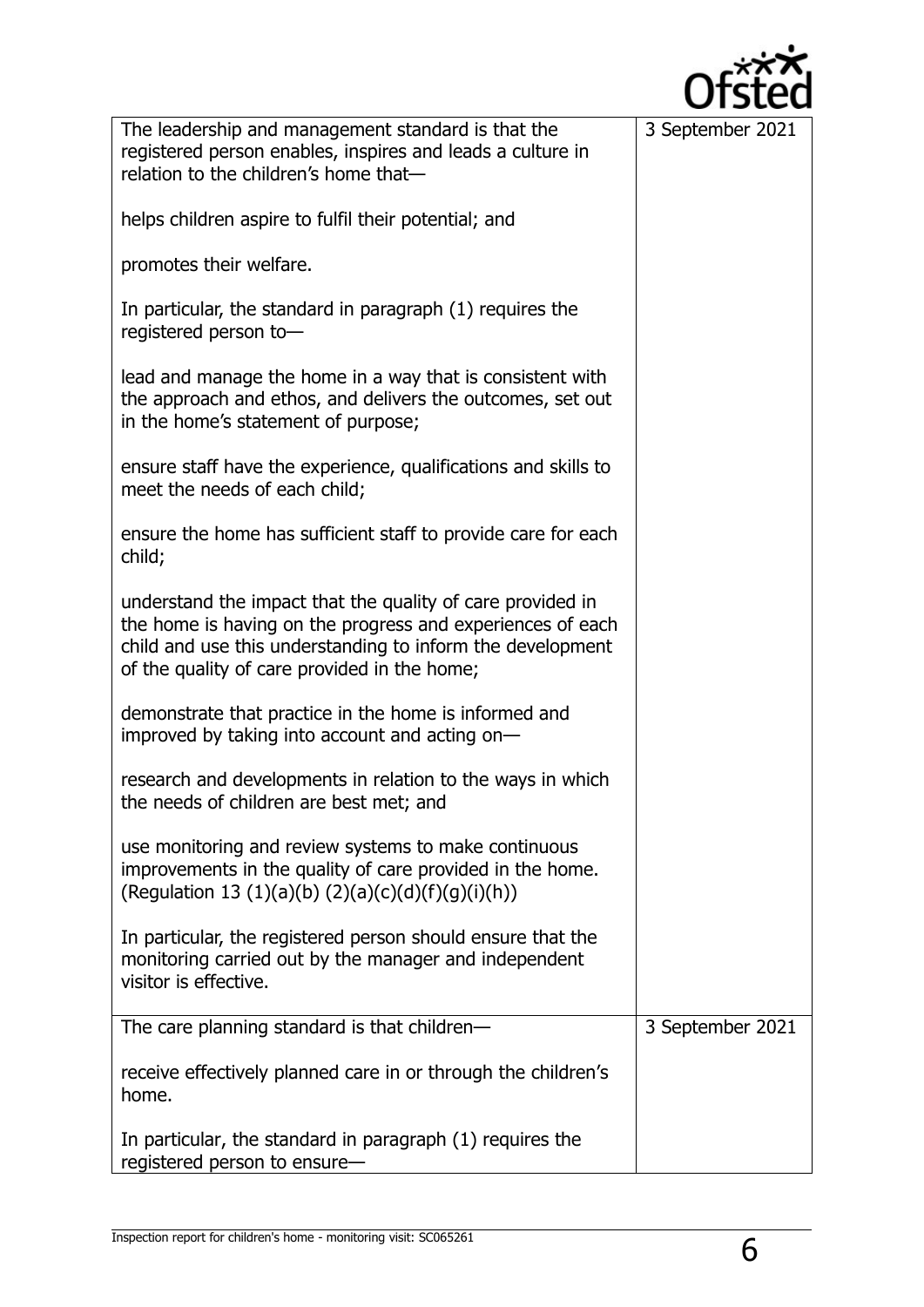| | |
|---|---|
| The leadership and management standard is that the registered person enables, inspires and leads a culture in relation to the children's home that—<br><br>helps children aspire to fulfil their potential; and<br><br>promotes their welfare.<br><br>In particular, the standard in paragraph (1) requires the registered person to—<br><br>lead and manage the home in a way that is consistent with the approach and ethos, and delivers the outcomes, set out in the home's statement of purpose;<br><br>ensure staff have the experience, qualifications and skills to meet the needs of each child;<br><br>ensure the home has sufficient staff to provide care for each child;<br><br>understand the impact that the quality of care provided in the home is having on the progress and experiences of each child and use this understanding to inform the development of the quality of care provided in the home;<br><br>demonstrate that practice in the home is informed and improved by taking into account and acting on—<br><br>research and developments in relation to the ways in which the needs of children are best met; and<br><br>use monitoring and review systems to make continuous improvements in the quality of care provided in the home. (Regulation 13 (1)(a)(b) (2)(a)(c)(d)(f)(g)(i)(h))<br><br>In particular, the registered person should ensure that the monitoring carried out by the manager and independent visitor is effective. | 3 September 2021 |
| The care planning standard is that children—<br><br>receive effectively planned care in or through the children's home.<br><br>In particular, the standard in paragraph (1) requires the registered person to ensure— | 3 September 2021 |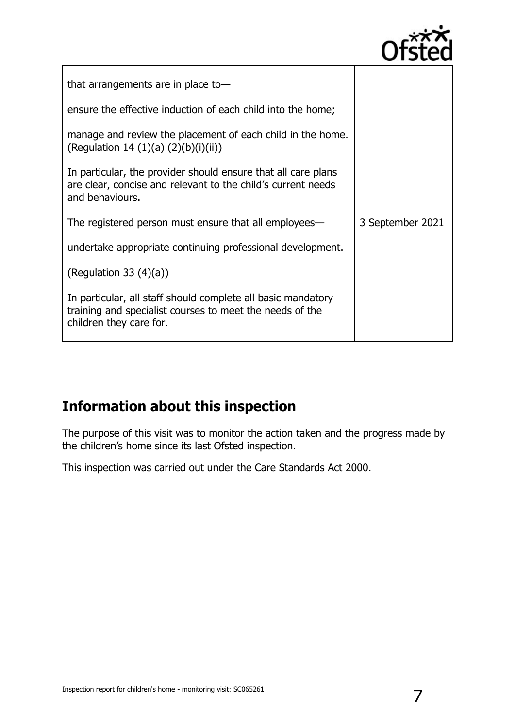| | |
|---|---|
| that arrangements are in place to—<br><br>ensure the effective induction of each child into the home;<br><br>manage and review the placement of each child in the home. (Regulation 14 (1)(a) (2)(b)(i)(ii))<br><br>In particular, the provider should ensure that all care plans are clear, concise and relevant to the child's current needs and behaviours. | |
| The registered person must ensure that all employees—<br><br>undertake appropriate continuing professional development.<br><br>(Regulation 33 (4)(a))<br><br>In particular, all staff should complete all basic mandatory training and specialist courses to meet the needs of the children they care for. | 3 September 2021 |

## Information about this inspection

The purpose of this visit was to monitor the action taken and the progress made by the children's home since its last Ofsted inspection.

This inspection was carried out under the Care Standards Act 2000.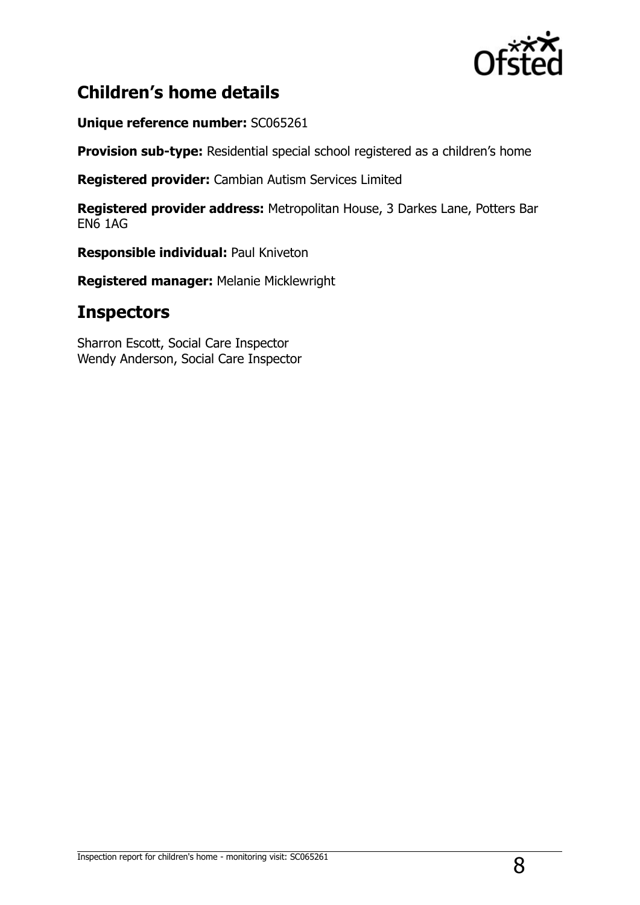## Children's home details

**Unique reference number:** SC065261

**Provision sub-type:** Residential special school registered as a children's home

**Registered provider:** Cambian Autism Services Limited

**Registered provider address:** Metropolitan House, 3 Darkes Lane, Potters Bar EN6 1AG

**Responsible individual:** Paul Kniveton

**Registered manager:** Melanie Micklewright

## Inspectors

Sharron Escott, Social Care Inspector
Wendy Anderson, Social Care Inspector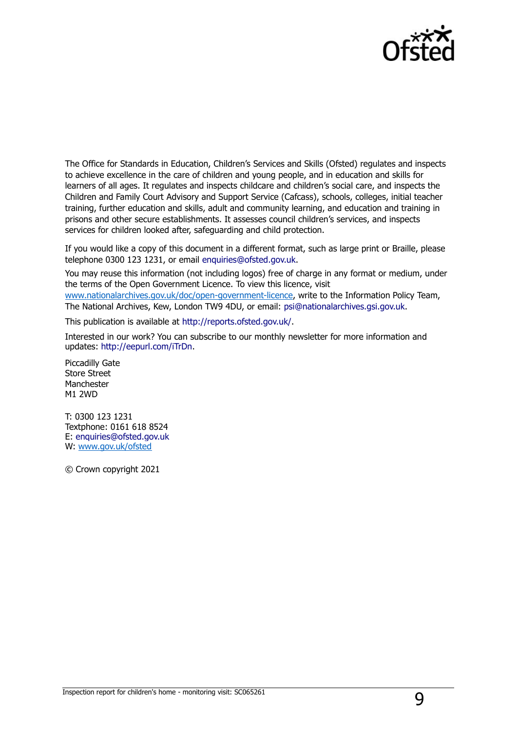The Office for Standards in Education, Children's Services and Skills (Ofsted) regulates and inspects to achieve excellence in the care of children and young people, and in education and skills for learners of all ages. It regulates and inspects childcare and children's social care, and inspects the Children and Family Court Advisory and Support Service (Cafcass), schools, colleges, initial teacher training, further education and skills, adult and community learning, and education and training in prisons and other secure establishments. It assesses council children's services, and inspects services for children looked after, safeguarding and child protection.

If you would like a copy of this document in a different format, such as large print or Braille, please telephone 0300 123 1231, or email enquiries@ofsted.gov.uk.

You may reuse this information (not including logos) free of charge in any format or medium, under the terms of the Open Government Licence. To view this licence, visit www.nationalarchives.gov.uk/doc/open-government-licence, write to the Information Policy Team, The National Archives, Kew, London TW9 4DU, or email: psi@nationalarchives.gsi.gov.uk.

This publication is available at http://reports.ofsted.gov.uk/.

Interested in our work? You can subscribe to our monthly newsletter for more information and updates: http://eepurl.com/iTrDn.

Piccadilly Gate  
Store Street  
Manchester  
M1 2WD

T: 0300 123 1231  
Textphone: 0161 618 8524  
E: enquiries@ofsted.gov.uk  
W: www.gov.uk/ofsted

© Crown copyright 2021